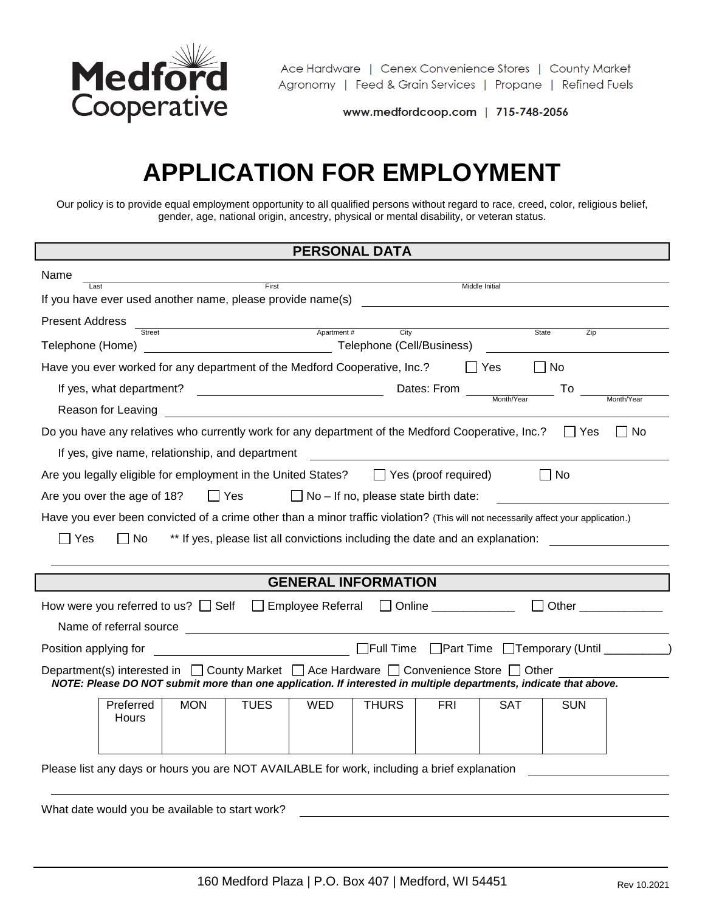**Medford Cooperative**

Ace Hardware | Cenex Convenience Stores | County Market
Agronomy | Feed & Grain Services | Propane | Refined Fuels

www.medfordcoop.com | 715-748-2056

# APPLICATION FOR EMPLOYMENT

Our policy is to provide equal employment opportunity to all qualified persons without regard to race, creed, color, religious belief, gender, age, national origin, ancestry, physical or mental disability, or veteran status.

## PERSONAL DATA

Name ______________________________________________
Last — First — Middle Initial

If you have ever used another name, please provide name(s) ____________________

Present Address ______________________________________________
Street — Apartment # — City — State — Zip

Telephone (Home) ____________________ Telephone (Cell/Business) ____________________

Have you ever worked for any department of the Medford Cooperative, Inc.? ☐ Yes ☐ No

If yes, what department? ____________________ Dates: From ________ (Month/Year) To ________ (Month/Year)

Reason for Leaving ____________________

Do you have any relatives who currently work for any department of the Medford Cooperative, Inc.? ☐ Yes ☐ No

If yes, give name, relationship, and department ____________________

Are you legally eligible for employment in the United States? ☐ Yes (proof required) ☐ No

Are you over the age of 18? ☐ Yes ☐ No – If no, please state birth date: ____________________

Have you ever been convicted of a crime other than a minor traffic violation? (This will not necessarily affect your application.)

☐ Yes ☐ No ** If yes, please list all convictions including the date and an explanation: ____________________

______________________________________________

## GENERAL INFORMATION

How were you referred to us? ☐ Self ☐ Employee Referral ☐ Online ____________ ☐ Other ____________

Name of referral source ____________________

Position applying for ____________________ ☐Full Time ☐Part Time ☐Temporary (Until ____________)

Department(s) interested in ☐ County Market ☐ Ace Hardware ☐ Convenience Store ☐ Other ____________

***NOTE: Please DO NOT submit more than one application. If interested in multiple departments, indicate that above.***

| Preferred Hours | MON | TUES | WED | THURS | FRI | SAT | SUN |
|---|---|---|---|---|---|---|---|
| | | | | | | | |

Please list any days or hours you are NOT AVAILABLE for work, including a brief explanation ____________________

______________________________________________

What date would you be available to start work? ____________________

160 Medford Plaza | P.O. Box 407 | Medford, WI 54451

Rev 10.2021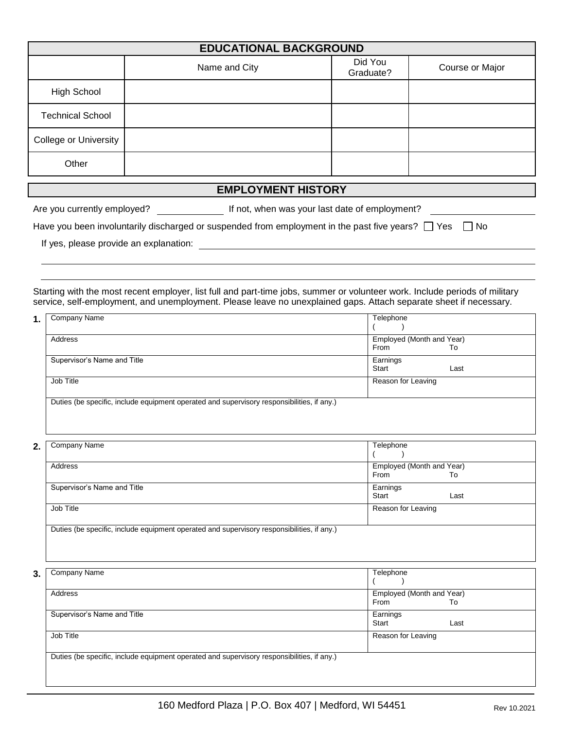## EDUCATIONAL BACKGROUND

| | Name and City | Did You Graduate? | Course or Major |
|---|---|---|---|
| High School | | | |
| Technical School | | | |
| College or University | | | |
| Other | | | |

## EMPLOYMENT HISTORY

Are you currently employed? ____________ If not, when was your last date of employment? ____________

Have you been involuntarily discharged or suspended from employment in the past five years? ☐ Yes ☐ No

If yes, please provide an explanation: ________________________________________________

________________________________________________

________________________________________________

Starting with the most recent employer, list full and part-time jobs, summer or volunteer work. Include periods of military service, self-employment, and unemployment. Please leave no unexplained gaps. Attach separate sheet if necessary.

**1.**

| Company Name | Telephone<br>( ) |
|---|---|
| Address | Employed (Month and Year)<br>From To |
| Supervisor's Name and Title | Earnings<br>Start Last |
| Job Title | Reason for Leaving |
| Duties (be specific, include equipment operated and supervisory responsibilities, if any.) | |

**2.**

| Company Name | Telephone<br>( ) |
|---|---|
| Address | Employed (Month and Year)<br>From To |
| Supervisor's Name and Title | Earnings<br>Start Last |
| Job Title | Reason for Leaving |
| Duties (be specific, include equipment operated and supervisory responsibilities, if any.) | |

**3.**

| Company Name | Telephone<br>( ) |
|---|---|
| Address | Employed (Month and Year)<br>From To |
| Supervisor's Name and Title | Earnings<br>Start Last |
| Job Title | Reason for Leaving |
| Duties (be specific, include equipment operated and supervisory responsibilities, if any.) | |

160 Medford Plaza | P.O. Box 407 | Medford, WI 54451

Rev 10.2021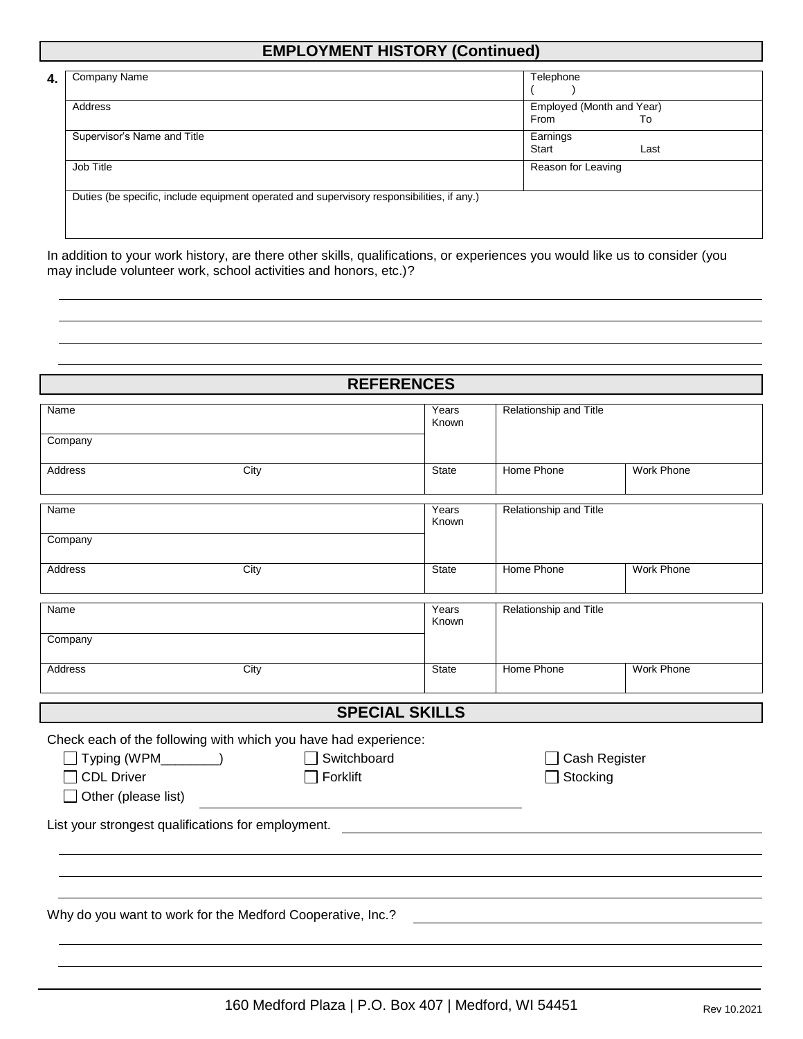## EMPLOYMENT HISTORY (Continued)

**4.**

| Company Name | Telephone ( ) |
|---|---|
| Address | Employed (Month and Year) From To |
| Supervisor's Name and Title | Earnings Start Last |
| Job Title | Reason for Leaving |
| Duties (be specific, include equipment operated and supervisory responsibilities, if any.) | |

In addition to your work history, are there other skills, qualifications, or experiences you would like us to consider (you may include volunteer work, school activities and honors, etc.)?

______________________________________________________________________

______________________________________________________________________

______________________________________________________________________

______________________________________________________________________

## REFERENCES

| Name | | Years Known | Relationship and Title | |
|---|---|---|---|---|
| Company | | | | |
| Address | City | State | Home Phone | Work Phone |

| Name | | Years Known | Relationship and Title | |
|---|---|---|---|---|
| Company | | | | |
| Address | City | State | Home Phone | Work Phone |

| Name | | Years Known | Relationship and Title | |
|---|---|---|---|---|
| Company | | | | |
| Address | City | State | Home Phone | Work Phone |

## SPECIAL SKILLS

Check each of the following with which you have had experience:

- ☐ Typing (WPM________)
- ☐ Switchboard
- ☐ Cash Register
- ☐ CDL Driver
- ☐ Forklift
- ☐ Stocking
- ☐ Other (please list) ______________________________

List your strongest qualifications for employment. ______________________________

______________________________________________________________________

______________________________________________________________________

______________________________________________________________________

Why do you want to work for the Medford Cooperative, Inc.? ______________________________

______________________________________________________________________

______________________________________________________________________

160 Medford Plaza | P.O. Box 407 | Medford, WI 54451

Rev 10.2021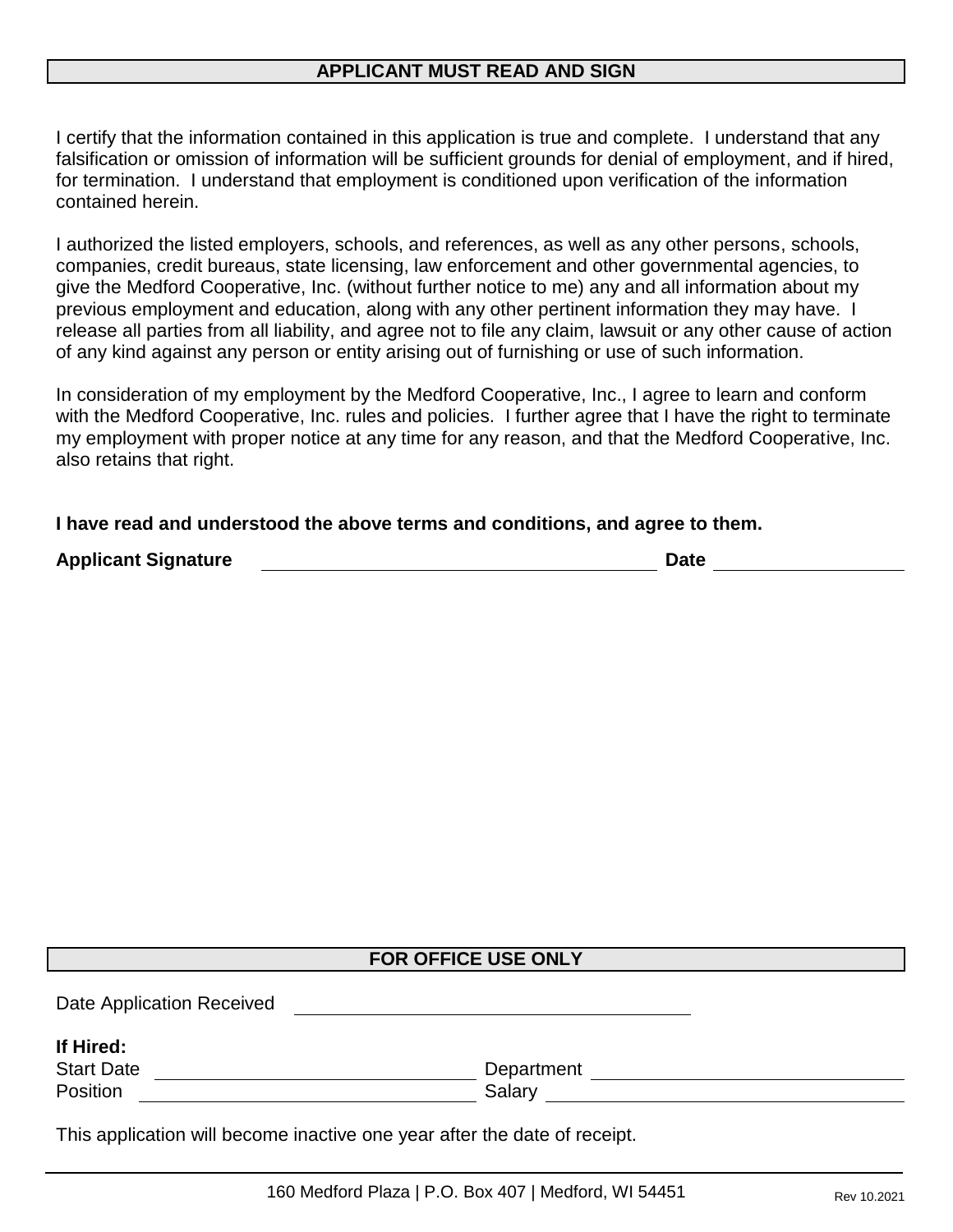## APPLICANT MUST READ AND SIGN

I certify that the information contained in this application is true and complete. I understand that any falsification or omission of information will be sufficient grounds for denial of employment, and if hired, for termination. I understand that employment is conditioned upon verification of the information contained herein.

I authorized the listed employers, schools, and references, as well as any other persons, schools, companies, credit bureaus, state licensing, law enforcement and other governmental agencies, to give the Medford Cooperative, Inc. (without further notice to me) any and all information about my previous employment and education, along with any other pertinent information they may have. I release all parties from all liability, and agree not to file any claim, lawsuit or any other cause of action of any kind against any person or entity arising out of furnishing or use of such information.

In consideration of my employment by the Medford Cooperative, Inc., I agree to learn and conform with the Medford Cooperative, Inc. rules and policies. I further agree that I have the right to terminate my employment with proper notice at any time for any reason, and that the Medford Cooperative, Inc. also retains that right.

**I have read and understood the above terms and conditions, and agree to them.**

**Applicant Signature** ______________________________ **Date** ______________

## FOR OFFICE USE ONLY

Date Application Received ______________________________

**If Hired:**

Start Date ______________________ Department ______________________

Position ______________________ Salary ______________________

This application will become inactive one year after the date of receipt.

160 Medford Plaza | P.O. Box 407 | Medford, WI 54451

Rev 10.2021